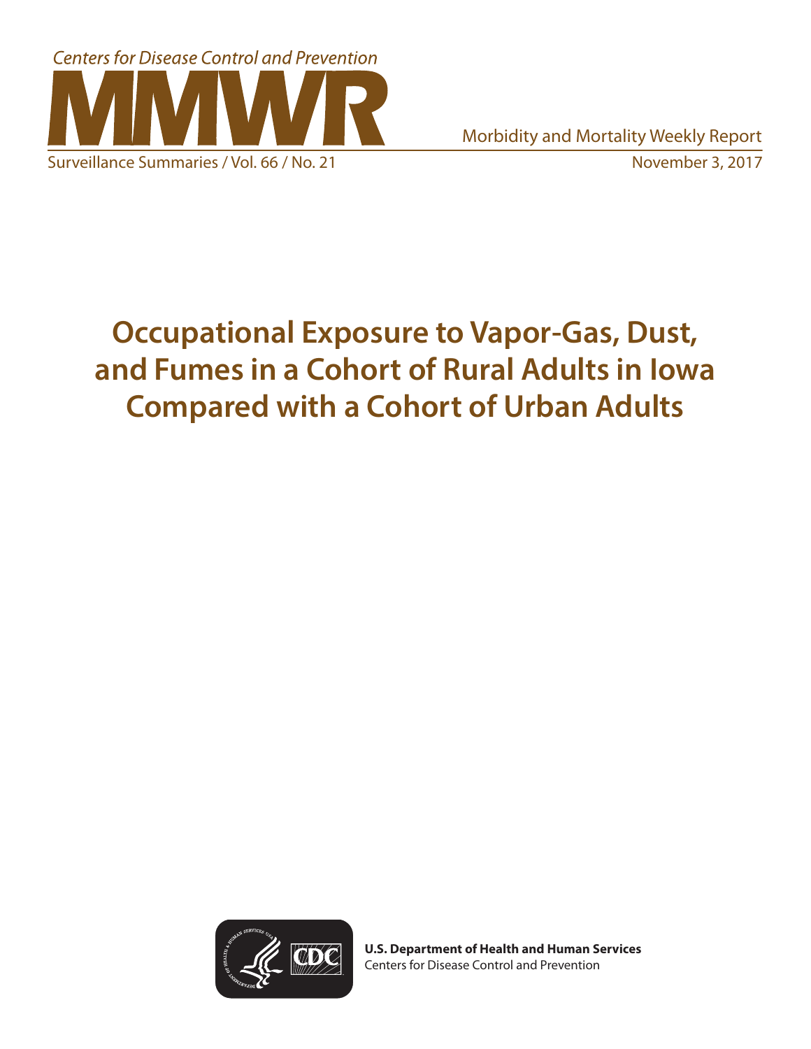Centers for Disease Control and Prevention

# MMWR

Morbidity and Mortality Weekly Report

Surveillance Summaries / Vol. 66 / No. 21

November 3, 2017

# Occupational Exposure to Vapor-Gas, Dust, and Fumes in a Cohort of Rural Adults in Iowa Compared with a Cohort of Urban Adults

**U.S. Department of Health and Human Services**
Centers for Disease Control and Prevention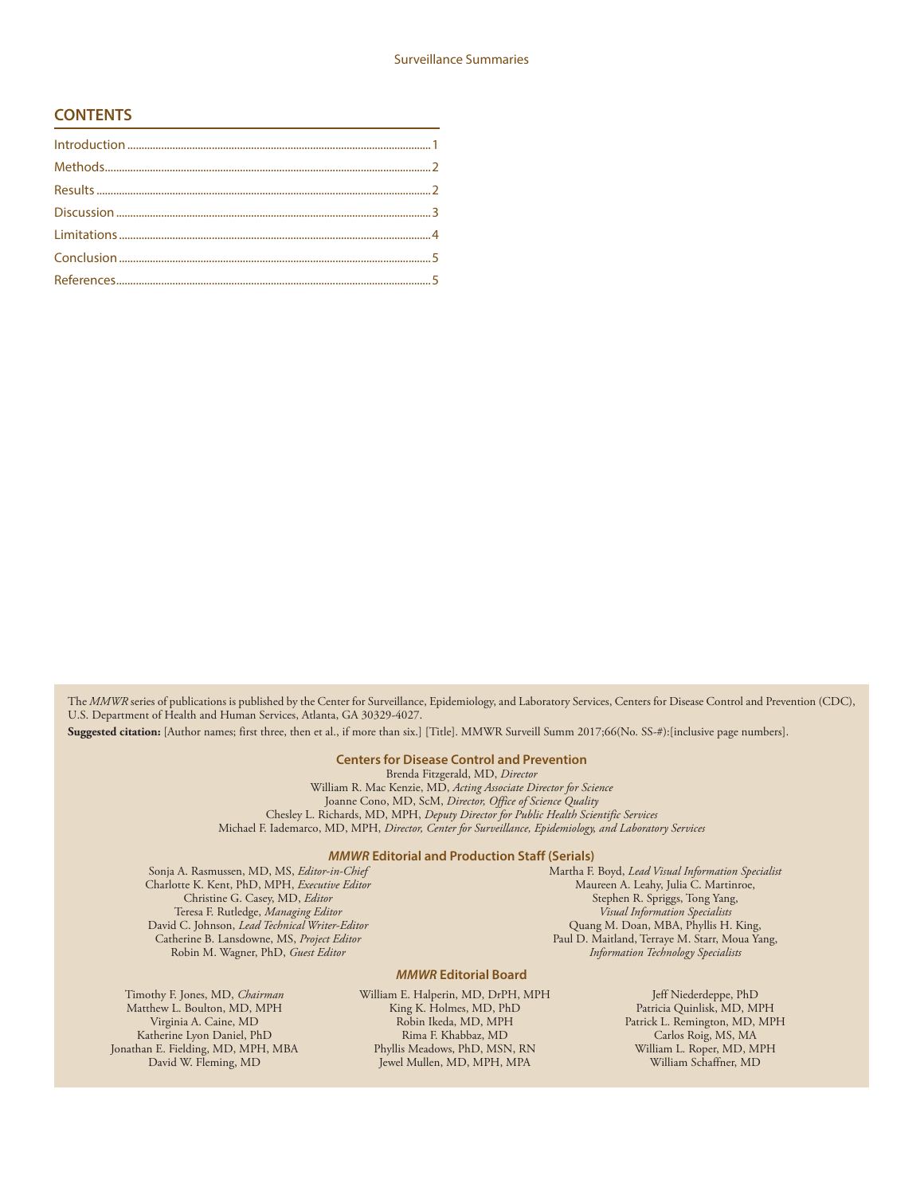## CONTENTS

Introduction ........................................................................................................ 1

Methods................................................................................................................ 2

Results ................................................................................................................... 2

Discussion ............................................................................................................ 3

Limitations ........................................................................................................... 4

Conclusion ........................................................................................................... 5

References............................................................................................................ 5

The *MMWR* series of publications is published by the Center for Surveillance, Epidemiology, and Laboratory Services, Centers for Disease Control and Prevention (CDC), U.S. Department of Health and Human Services, Atlanta, GA 30329-4027.

**Suggested citation:** [Author names; first three, then et al., if more than six.] [Title]. MMWR Surveill Summ 2017;66(No. SS-#):[inclusive page numbers].

### Centers for Disease Control and Prevention

Brenda Fitzgerald, MD, *Director*
William R. Mac Kenzie, MD, *Acting Associate Director for Science*
Joanne Cono, MD, ScM, *Director, Office of Science Quality*
Chesley L. Richards, MD, MPH, *Deputy Director for Public Health Scientific Services*
Michael F. Iademarco, MD, MPH, *Director, Center for Surveillance, Epidemiology, and Laboratory Services*

### *MMWR* Editorial and Production Staff (Serials)

Sonja A. Rasmussen, MD, MS, *Editor-in-Chief*
Charlotte K. Kent, PhD, MPH, *Executive Editor*
Christine G. Casey, MD, *Editor*
Teresa F. Rutledge, *Managing Editor*
David C. Johnson, *Lead Technical Writer-Editor*
Catherine B. Lansdowne, MS, *Project Editor*
Robin M. Wagner, PhD, *Guest Editor*

Martha F. Boyd, *Lead Visual Information Specialist*
Maureen A. Leahy, Julia C. Martinroe,
Stephen R. Spriggs, Tong Yang,
*Visual Information Specialists*
Quang M. Doan, MBA, Phyllis H. King,
Paul D. Maitland, Terraye M. Starr, Moua Yang,
*Information Technology Specialists*

### *MMWR* Editorial Board

Timothy F. Jones, MD, *Chairman*
Matthew L. Boulton, MD, MPH
Virginia A. Caine, MD
Katherine Lyon Daniel, PhD
Jonathan E. Fielding, MD, MPH, MBA
David W. Fleming, MD

William E. Halperin, MD, DrPH, MPH
King K. Holmes, MD, PhD
Robin Ikeda, MD, MPH
Rima F. Khabbaz, MD
Phyllis Meadows, PhD, MSN, RN
Jewel Mullen, MD, MPH, MPA

Jeff Niederdeppe, PhD
Patricia Quinlisk, MD, MPH
Patrick L. Remington, MD, MPH
Carlos Roig, MS, MA
William L. Roper, MD, MPH
William Schaffner, MD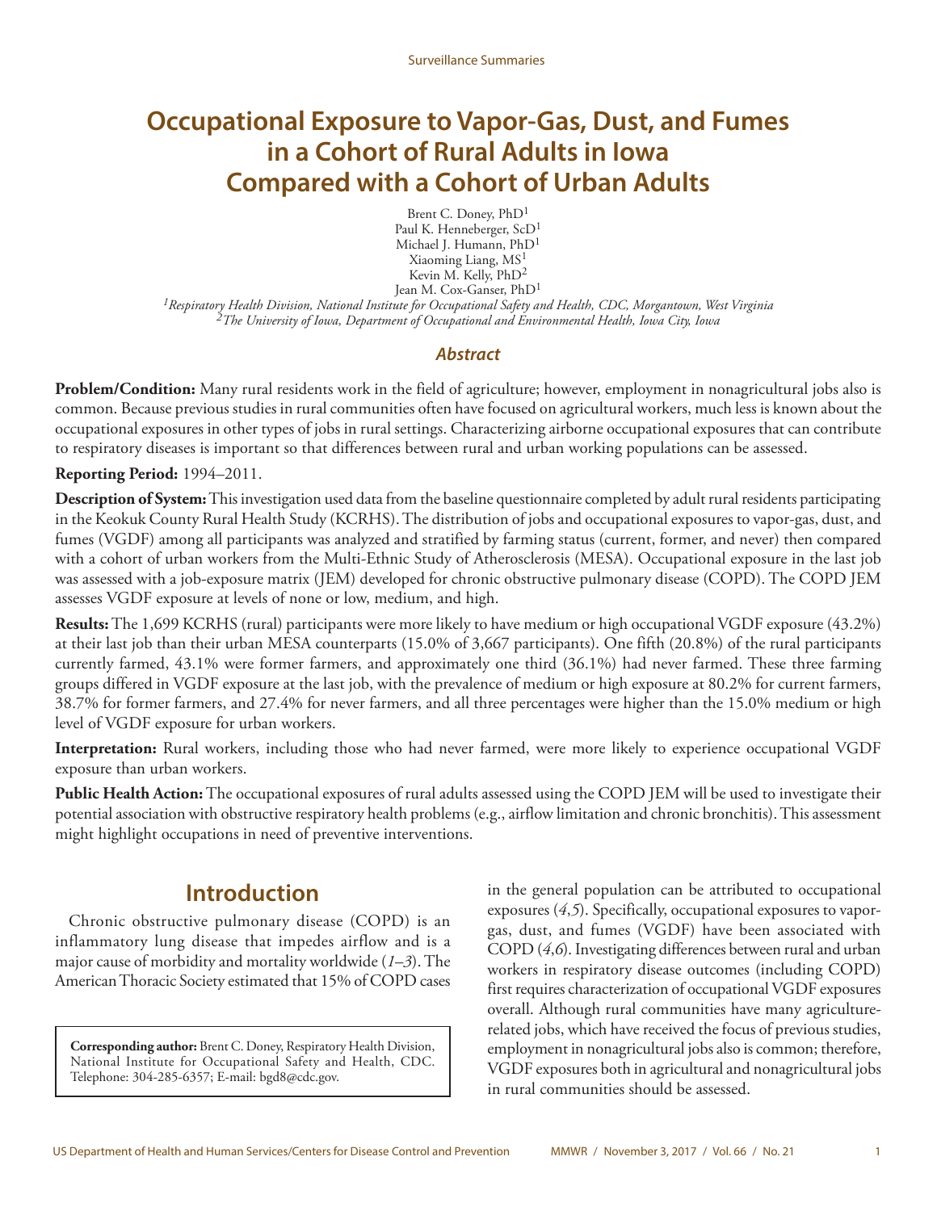# Occupational Exposure to Vapor-Gas, Dust, and Fumes in a Cohort of Rural Adults in Iowa Compared with a Cohort of Urban Adults

Brent C. Doney, PhD[1]
Paul K. Henneberger, ScD[1]
Michael J. Humann, PhD[1]
Xiaoming Liang, MS[1]
Kevin M. Kelly, PhD[2]
Jean M. Cox-Ganser, PhD[1]

*[1]Respiratory Health Division, National Institute for Occupational Safety and Health, CDC, Morgantown, West Virginia*
*[2]The University of Iowa, Department of Occupational and Environmental Health, Iowa City, Iowa*

## Abstract

**Problem/Condition:** Many rural residents work in the field of agriculture; however, employment in nonagricultural jobs also is common. Because previous studies in rural communities often have focused on agricultural workers, much less is known about the occupational exposures in other types of jobs in rural settings. Characterizing airborne occupational exposures that can contribute to respiratory diseases is important so that differences between rural and urban working populations can be assessed.

**Reporting Period:** 1994–2011.

**Description of System:** This investigation used data from the baseline questionnaire completed by adult rural residents participating in the Keokuk County Rural Health Study (KCRHS). The distribution of jobs and occupational exposures to vapor-gas, dust, and fumes (VGDF) among all participants was analyzed and stratified by farming status (current, former, and never) then compared with a cohort of urban workers from the Multi-Ethnic Study of Atherosclerosis (MESA). Occupational exposure in the last job was assessed with a job-exposure matrix (JEM) developed for chronic obstructive pulmonary disease (COPD). The COPD JEM assesses VGDF exposure at levels of none or low, medium, and high.

**Results:** The 1,699 KCRHS (rural) participants were more likely to have medium or high occupational VGDF exposure (43.2%) at their last job than their urban MESA counterparts (15.0% of 3,667 participants). One fifth (20.8%) of the rural participants currently farmed, 43.1% were former farmers, and approximately one third (36.1%) had never farmed. These three farming groups differed in VGDF exposure at the last job, with the prevalence of medium or high exposure at 80.2% for current farmers, 38.7% for former farmers, and 27.4% for never farmers, and all three percentages were higher than the 15.0% medium or high level of VGDF exposure for urban workers.

**Interpretation:** Rural workers, including those who had never farmed, were more likely to experience occupational VGDF exposure than urban workers.

**Public Health Action:** The occupational exposures of rural adults assessed using the COPD JEM will be used to investigate their potential association with obstructive respiratory health problems (e.g., airflow limitation and chronic bronchitis). This assessment might highlight occupations in need of preventive interventions.

## Introduction

Chronic obstructive pulmonary disease (COPD) is an inflammatory lung disease that impedes airflow and is a major cause of morbidity and mortality worldwide (*1–3*). The American Thoracic Society estimated that 15% of COPD cases in the general population can be attributed to occupational exposures (*4*,*5*). Specifically, occupational exposures to vapor-gas, dust, and fumes (VGDF) have been associated with COPD (*4*,*6*). Investigating differences between rural and urban workers in respiratory disease outcomes (including COPD) first requires characterization of occupational VGDF exposures overall. Although rural communities have many agriculture-related jobs, which have received the focus of previous studies, employment in nonagricultural jobs also is common; therefore, VGDF exposures both in agricultural and nonagricultural jobs in rural communities should be assessed.

**Corresponding author:** Brent C. Doney, Respiratory Health Division, National Institute for Occupational Safety and Health, CDC. Telephone: 304-285-6357; E-mail: bgd8@cdc.gov.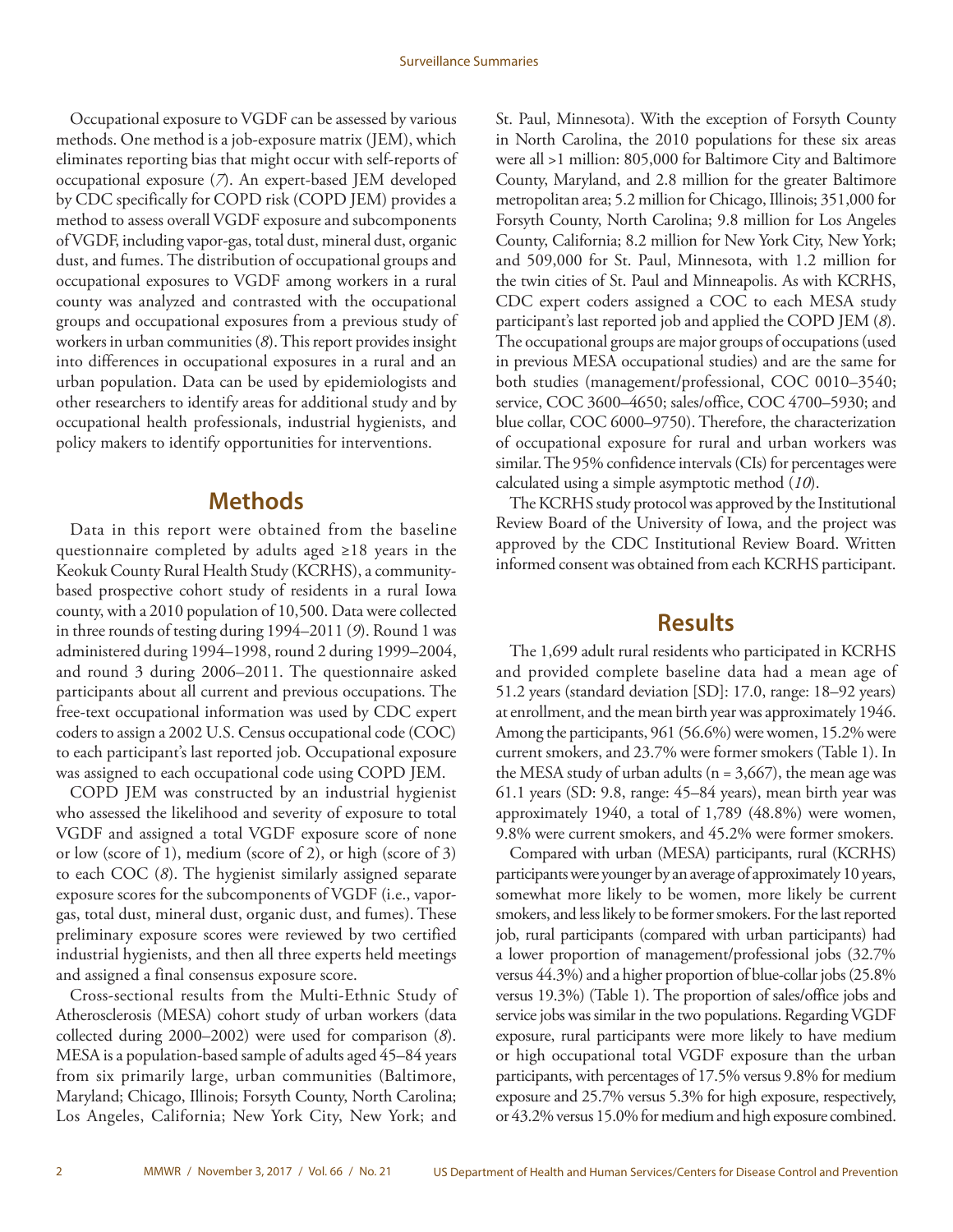Occupational exposure to VGDF can be assessed by various methods. One method is a job-exposure matrix (JEM), which eliminates reporting bias that might occur with self-reports of occupational exposure (*7*). An expert-based JEM developed by CDC specifically for COPD risk (COPD JEM) provides a method to assess overall VGDF exposure and subcomponents of VGDF, including vapor-gas, total dust, mineral dust, organic dust, and fumes. The distribution of occupational groups and occupational exposures to VGDF among workers in a rural county was analyzed and contrasted with the occupational groups and occupational exposures from a previous study of workers in urban communities (*8*). This report provides insight into differences in occupational exposures in a rural and an urban population. Data can be used by epidemiologists and other researchers to identify areas for additional study and by occupational health professionals, industrial hygienists, and policy makers to identify opportunities for interventions.

## Methods

Data in this report were obtained from the baseline questionnaire completed by adults aged ≥18 years in the Keokuk County Rural Health Study (KCRHS), a community-based prospective cohort study of residents in a rural Iowa county, with a 2010 population of 10,500. Data were collected in three rounds of testing during 1994–2011 (*9*). Round 1 was administered during 1994–1998, round 2 during 1999–2004, and round 3 during 2006–2011. The questionnaire asked participants about all current and previous occupations. The free-text occupational information was used by CDC expert coders to assign a 2002 U.S. Census occupational code (COC) to each participant's last reported job. Occupational exposure was assigned to each occupational code using COPD JEM.

COPD JEM was constructed by an industrial hygienist who assessed the likelihood and severity of exposure to total VGDF and assigned a total VGDF exposure score of none or low (score of 1), medium (score of 2), or high (score of 3) to each COC (*8*). The hygienist similarly assigned separate exposure scores for the subcomponents of VGDF (i.e., vapor-gas, total dust, mineral dust, organic dust, and fumes). These preliminary exposure scores were reviewed by two certified industrial hygienists, and then all three experts held meetings and assigned a final consensus exposure score.

Cross-sectional results from the Multi-Ethnic Study of Atherosclerosis (MESA) cohort study of urban workers (data collected during 2000–2002) were used for comparison (*8*). MESA is a population-based sample of adults aged 45–84 years from six primarily large, urban communities (Baltimore, Maryland; Chicago, Illinois; Forsyth County, North Carolina; Los Angeles, California; New York City, New York; and St. Paul, Minnesota). With the exception of Forsyth County in North Carolina, the 2010 populations for these six areas were all >1 million: 805,000 for Baltimore City and Baltimore County, Maryland, and 2.8 million for the greater Baltimore metropolitan area; 5.2 million for Chicago, Illinois; 351,000 for Forsyth County, North Carolina; 9.8 million for Los Angeles County, California; 8.2 million for New York City, New York; and 509,000 for St. Paul, Minnesota, with 1.2 million for the twin cities of St. Paul and Minneapolis. As with KCRHS, CDC expert coders assigned a COC to each MESA study participant's last reported job and applied the COPD JEM (*8*). The occupational groups are major groups of occupations (used in previous MESA occupational studies) and are the same for both studies (management/professional, COC 0010–3540; service, COC 3600–4650; sales/office, COC 4700–5930; and blue collar, COC 6000–9750). Therefore, the characterization of occupational exposure for rural and urban workers was similar. The 95% confidence intervals (CIs) for percentages were calculated using a simple asymptotic method (*10*).

The KCRHS study protocol was approved by the Institutional Review Board of the University of Iowa, and the project was approved by the CDC Institutional Review Board. Written informed consent was obtained from each KCRHS participant.

## Results

The 1,699 adult rural residents who participated in KCRHS and provided complete baseline data had a mean age of 51.2 years (standard deviation [SD]: 17.0, range: 18–92 years) at enrollment, and the mean birth year was approximately 1946. Among the participants, 961 (56.6%) were women, 15.2% were current smokers, and 23.7% were former smokers (Table 1). In the MESA study of urban adults (n = 3,667), the mean age was 61.1 years (SD: 9.8, range: 45–84 years), mean birth year was approximately 1940, a total of 1,789 (48.8%) were women, 9.8% were current smokers, and 45.2% were former smokers.

Compared with urban (MESA) participants, rural (KCRHS) participants were younger by an average of approximately 10 years, somewhat more likely to be women, more likely be current smokers, and less likely to be former smokers. For the last reported job, rural participants (compared with urban participants) had a lower proportion of management/professional jobs (32.7% versus 44.3%) and a higher proportion of blue-collar jobs (25.8% versus 19.3%) (Table 1). The proportion of sales/office jobs and service jobs was similar in the two populations. Regarding VGDF exposure, rural participants were more likely to have medium or high occupational total VGDF exposure than the urban participants, with percentages of 17.5% versus 9.8% for medium exposure and 25.7% versus 5.3% for high exposure, respectively, or 43.2% versus 15.0% for medium and high exposure combined.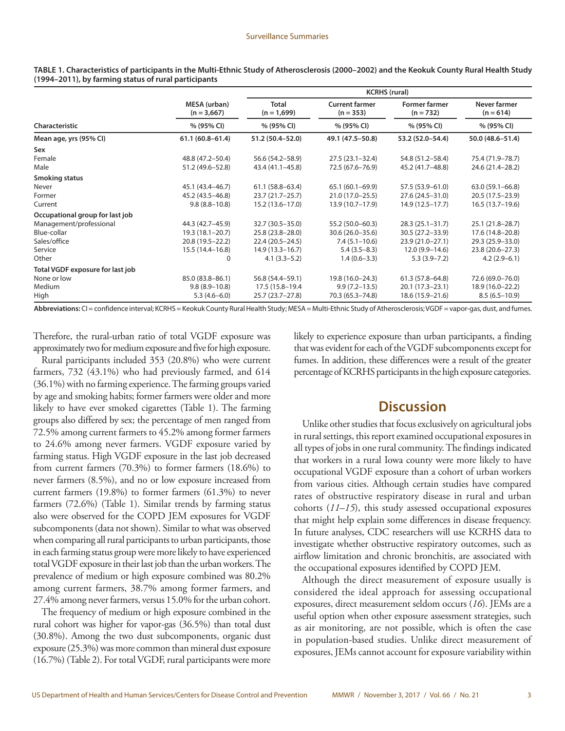**TABLE 1. Characteristics of participants in the Multi-Ethnic Study of Atherosclerosis (2000–2002) and the Keokuk County Rural Health Study (1994–2011), by farming status of rural participants**

| Characteristic | MESA (urban) (n = 3,667) | KCRHS (rural) | | | |
|---|---|---|---|---|---|
| | | Total (n = 1,699) | Current farmer (n = 353) | Former farmer (n = 732) | Never farmer (n = 614) |
| | % (95% CI) | % (95% CI) | % (95% CI) | % (95% CI) | % (95% CI) |
| Mean age, yrs (95% CI) | 61.1 (60.8–61.4) | 51.2 (50.4–52.0) | 49.1 (47.5–50.8) | 53.2 (52.0–54.4) | 50.0 (48.6–51.4) |
| **Sex** | | | | | |
| Female | 48.8 (47.2–50.4) | 56.6 (54.2–58.9) | 27.5 (23.1–32.4) | 54.8 (51.2–58.4) | 75.4 (71.9–78.7) |
| Male | 51.2 (49.6–52.8) | 43.4 (41.1–45.8) | 72.5 (67.6–76.9) | 45.2 (41.7–48.8) | 24.6 (21.4–28.2) |
| **Smoking status** | | | | | |
| Never | 45.1 (43.4–46.7) | 61.1 (58.8–63.4) | 65.1 (60.1–69.9) | 57.5 (53.9–61.0) | 63.0 (59.1–66.8) |
| Former | 45.2 (43.5–46.8) | 23.7 (21.7–25.7) | 21.0 (17.0–25.5) | 27.6 (24.5–31.0) | 20.5 (17.5–23.9) |
| Current | 9.8 (8.8–10.8) | 15.2 (13.6–17.0) | 13.9 (10.7–17.9) | 14.9 (12.5–17.7) | 16.5 (13.7–19.6) |
| **Occupational group for last job** | | | | | |
| Management/professional | 44.3 (42.7–45.9) | 32.7 (30.5–35.0) | 55.2 (50.0–60.3) | 28.3 (25.1–31.7) | 25.1 (21.8–28.7) |
| Blue-collar | 19.3 (18.1–20.7) | 25.8 (23.8–28.0) | 30.6 (26.0–35.6) | 30.5 (27.2–33.9) | 17.6 (14.8–20.8) |
| Sales/office | 20.8 (19.5–22.2) | 22.4 (20.5–24.5) | 7.4 (5.1–10.6) | 23.9 (21.0–27.1) | 29.3 (25.9–33.0) |
| Service | 15.5 (14.4–16.8) | 14.9 (13.3–16.7) | 5.4 (3.5–8.3) | 12.0 (9.9–14.6) | 23.8 (20.6–27.3) |
| Other | 0 | 4.1 (3.3–5.2) | 1.4 (0.6–3.3) | 5.3 (3.9–7.2) | 4.2 (2.9–6.1) |
| **Total VGDF exposure for last job** | | | | | |
| None or low | 85.0 (83.8–86.1) | 56.8 (54.4–59.1) | 19.8 (16.0–24.3) | 61.3 (57.8–64.8) | 72.6 (69.0–76.0) |
| Medium | 9.8 (8.9–10.8) | 17.5 (15.8–19.4 | 9.9 (7.2–13.5) | 20.1 (17.3–23.1) | 18.9 (16.0–22.2) |
| High | 5.3 (4.6–6.0) | 25.7 (23.7–27.8) | 70.3 (65.3–74.8) | 18.6 (15.9–21.6) | 8.5 (6.5–10.9) |

**Abbreviations:** CI = confidence interval; KCRHS = Keokuk County Rural Health Study; MESA = Multi-Ethnic Study of Atherosclerosis; VGDF = vapor-gas, dust, and fumes.

Therefore, the rural-urban ratio of total VGDF exposure was approximately two for medium exposure and five for high exposure.

Rural participants included 353 (20.8%) who were current farmers, 732 (43.1%) who had previously farmed, and 614 (36.1%) with no farming experience. The farming groups varied by age and smoking habits; former farmers were older and more likely to have ever smoked cigarettes (Table 1). The farming groups also differed by sex; the percentage of men ranged from 72.5% among current farmers to 45.2% among former farmers to 24.6% among never farmers. VGDF exposure varied by farming status. High VGDF exposure in the last job decreased from current farmers (70.3%) to former farmers (18.6%) to never farmers (8.5%), and no or low exposure increased from current farmers (19.8%) to former farmers (61.3%) to never farmers (72.6%) (Table 1). Similar trends by farming status also were observed for the COPD JEM exposures for VGDF subcomponents (data not shown). Similar to what was observed when comparing all rural participants to urban participants, those in each farming status group were more likely to have experienced total VGDF exposure in their last job than the urban workers. The prevalence of medium or high exposure combined was 80.2% among current farmers, 38.7% among former farmers, and 27.4% among never farmers, versus 15.0% for the urban cohort.

The frequency of medium or high exposure combined in the rural cohort was higher for vapor-gas (36.5%) than total dust (30.8%). Among the two dust subcomponents, organic dust exposure (25.3%) was more common than mineral dust exposure (16.7%) (Table 2). For total VGDF, rural participants were more likely to experience exposure than urban participants, a finding that was evident for each of the VGDF subcomponents except for fumes. In addition, these differences were a result of the greater percentage of KCRHS participants in the high exposure categories.

## Discussion

Unlike other studies that focus exclusively on agricultural jobs in rural settings, this report examined occupational exposures in all types of jobs in one rural community. The findings indicated that workers in a rural Iowa county were more likely to have occupational VGDF exposure than a cohort of urban workers from various cities. Although certain studies have compared rates of obstructive respiratory disease in rural and urban cohorts (*11–15*), this study assessed occupational exposures that might help explain some differences in disease frequency. In future analyses, CDC researchers will use KCRHS data to investigate whether obstructive respiratory outcomes, such as airflow limitation and chronic bronchitis, are associated with the occupational exposures identified by COPD JEM.

Although the direct measurement of exposure usually is considered the ideal approach for assessing occupational exposures, direct measurement seldom occurs (*16*). JEMs are a useful option when other exposure assessment strategies, such as air monitoring, are not possible, which is often the case in population-based studies. Unlike direct measurement of exposures, JEMs cannot account for exposure variability within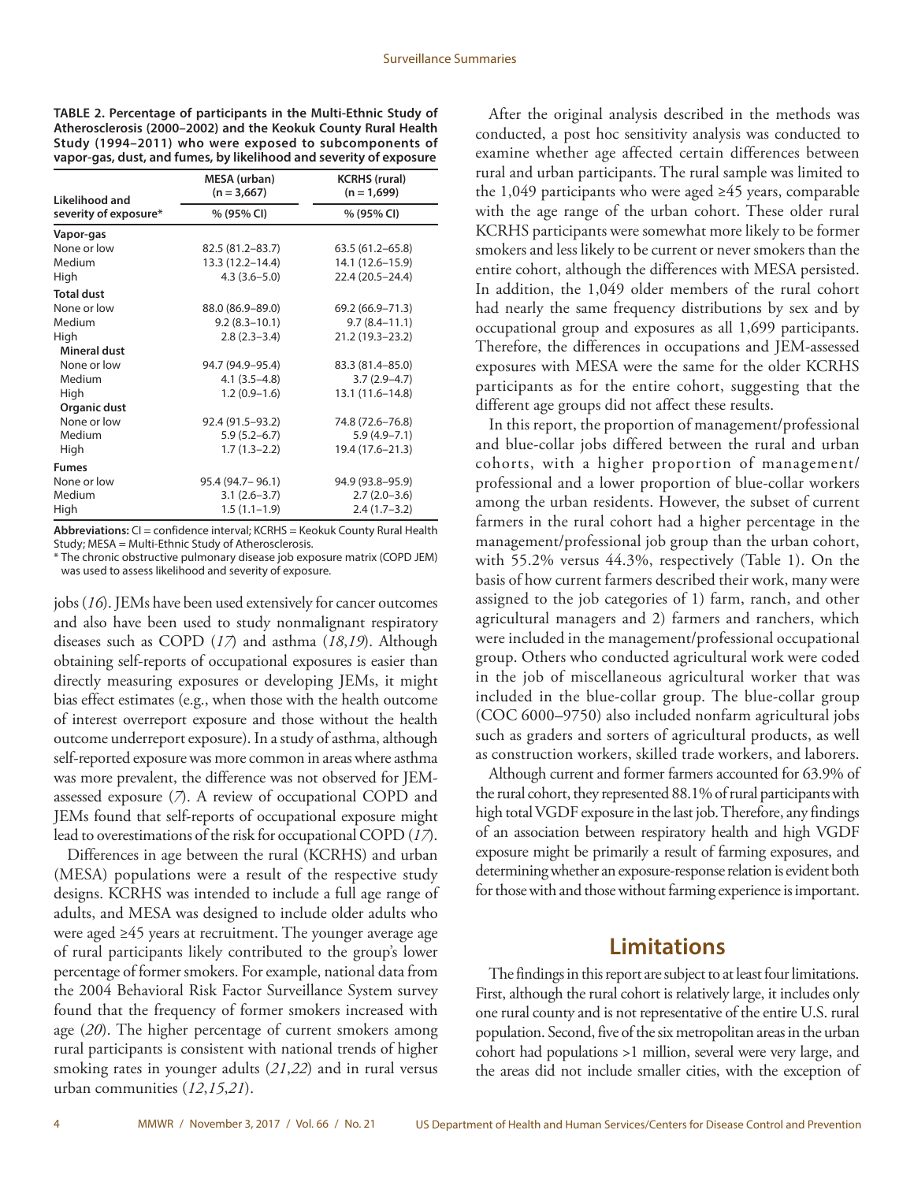**TABLE 2. Percentage of participants in the Multi-Ethnic Study of Atherosclerosis (2000–2002) and the Keokuk County Rural Health Study (1994–2011) who were exposed to subcomponents of vapor-gas, dust, and fumes, by likelihood and severity of exposure**

| Likelihood and severity of exposure* | MESA (urban) (n = 3,667) | KCRHS (rural) (n = 1,699) |
|---|---|---|
| | % (95% CI) | % (95% CI) |
| **Vapor-gas** | | |
| None or low | 82.5 (81.2–83.7) | 63.5 (61.2–65.8) |
| Medium | 13.3 (12.2–14.4) | 14.1 (12.6–15.9) |
| High | 4.3 (3.6–5.0) | 22.4 (20.5–24.4) |
| **Total dust** | | |
| None or low | 88.0 (86.9–89.0) | 69.2 (66.9–71.3) |
| Medium | 9.2 (8.3–10.1) | 9.7 (8.4–11.1) |
| High | 2.8 (2.3–3.4) | 21.2 (19.3–23.2) |
| **Mineral dust** | | |
| None or low | 94.7 (94.9–95.4) | 83.3 (81.4–85.0) |
| Medium | 4.1 (3.5–4.8) | 3.7 (2.9–4.7) |
| High | 1.2 (0.9–1.6) | 13.1 (11.6–14.8) |
| **Organic dust** | | |
| None or low | 92.4 (91.5–93.2) | 74.8 (72.6–76.8) |
| Medium | 5.9 (5.2–6.7) | 5.9 (4.9–7.1) |
| High | 1.7 (1.3–2.2) | 19.4 (17.6–21.3) |
| **Fumes** | | |
| None or low | 95.4 (94.7– 96.1) | 94.9 (93.8–95.9) |
| Medium | 3.1 (2.6–3.7) | 2.7 (2.0–3.6) |
| High | 1.5 (1.1–1.9) | 2.4 (1.7–3.2) |

**Abbreviations:** CI = confidence interval; KCRHS = Keokuk County Rural Health Study; MESA = Multi-Ethnic Study of Atherosclerosis.

\* The chronic obstructive pulmonary disease job exposure matrix (COPD JEM) was used to assess likelihood and severity of exposure.

jobs (*16*). JEMs have been used extensively for cancer outcomes and also have been used to study nonmalignant respiratory diseases such as COPD (*17*) and asthma (*18*,*19*). Although obtaining self-reports of occupational exposures is easier than directly measuring exposures or developing JEMs, it might bias effect estimates (e.g., when those with the health outcome of interest overreport exposure and those without the health outcome underreport exposure). In a study of asthma, although self-reported exposure was more common in areas where asthma was more prevalent, the difference was not observed for JEM-assessed exposure (*7*). A review of occupational COPD and JEMs found that self-reports of occupational exposure might lead to overestimations of the risk for occupational COPD (*17*).

Differences in age between the rural (KCRHS) and urban (MESA) populations were a result of the respective study designs. KCRHS was intended to include a full age range of adults, and MESA was designed to include older adults who were aged ≥45 years at recruitment. The younger average age of rural participants likely contributed to the group's lower percentage of former smokers. For example, national data from the 2004 Behavioral Risk Factor Surveillance System survey found that the frequency of former smokers increased with age (*20*). The higher percentage of current smokers among rural participants is consistent with national trends of higher smoking rates in younger adults (*21*,*22*) and in rural versus urban communities (*12*,*15*,*21*).

After the original analysis described in the methods was conducted, a post hoc sensitivity analysis was conducted to examine whether age affected certain differences between rural and urban participants. The rural sample was limited to the 1,049 participants who were aged ≥45 years, comparable with the age range of the urban cohort. These older rural KCRHS participants were somewhat more likely to be former smokers and less likely to be current or never smokers than the entire cohort, although the differences with MESA persisted. In addition, the 1,049 older members of the rural cohort had nearly the same frequency distributions by sex and by occupational group and exposures as all 1,699 participants. Therefore, the differences in occupations and JEM-assessed exposures with MESA were the same for the older KCRHS participants as for the entire cohort, suggesting that the different age groups did not affect these results.

In this report, the proportion of management/professional and blue-collar jobs differed between the rural and urban cohorts, with a higher proportion of management/professional and a lower proportion of blue-collar workers among the urban residents. However, the subset of current farmers in the rural cohort had a higher percentage in the management/professional job group than the urban cohort, with 55.2% versus 44.3%, respectively (Table 1). On the basis of how current farmers described their work, many were assigned to the job categories of 1) farm, ranch, and other agricultural managers and 2) farmers and ranchers, which were included in the management/professional occupational group. Others who conducted agricultural work were coded in the job of miscellaneous agricultural worker that was included in the blue-collar group. The blue-collar group (COC 6000–9750) also included nonfarm agricultural jobs such as graders and sorters of agricultural products, as well as construction workers, skilled trade workers, and laborers.

Although current and former farmers accounted for 63.9% of the rural cohort, they represented 88.1% of rural participants with high total VGDF exposure in the last job. Therefore, any findings of an association between respiratory health and high VGDF exposure might be primarily a result of farming exposures, and determining whether an exposure-response relation is evident both for those with and those without farming experience is important.

## Limitations

The findings in this report are subject to at least four limitations. First, although the rural cohort is relatively large, it includes only one rural county and is not representative of the entire U.S. rural population. Second, five of the six metropolitan areas in the urban cohort had populations >1 million, several were very large, and the areas did not include smaller cities, with the exception of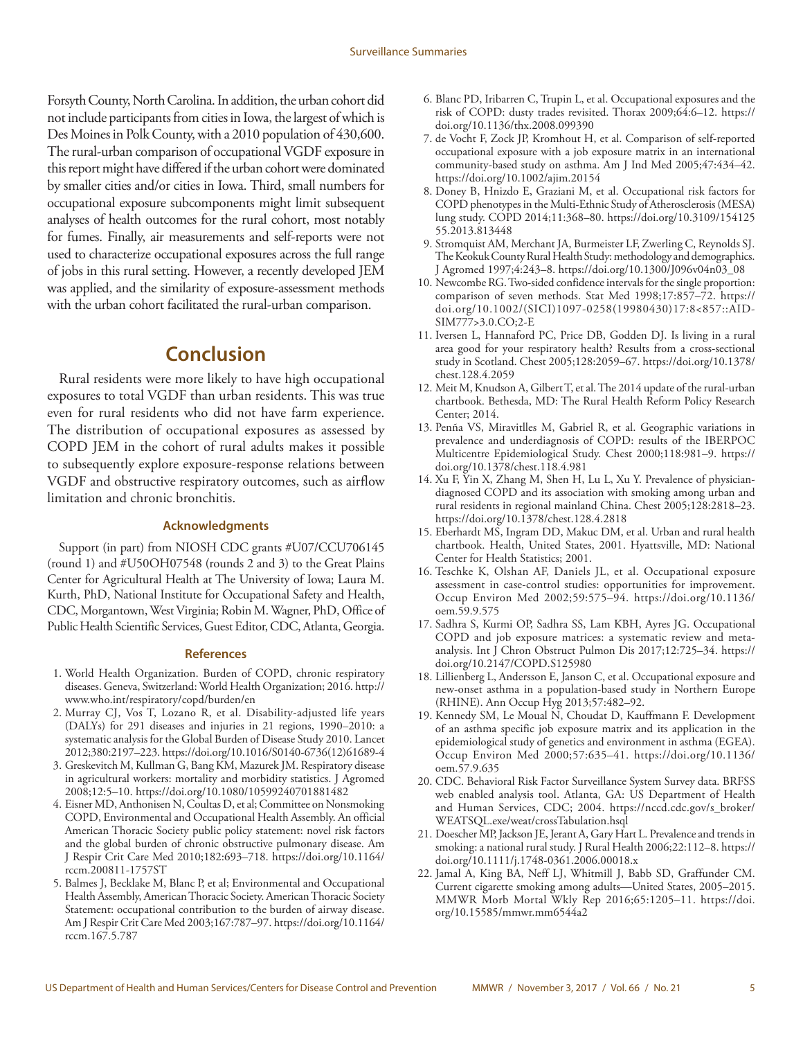Forsyth County, North Carolina. In addition, the urban cohort did not include participants from cities in Iowa, the largest of which is Des Moines in Polk County, with a 2010 population of 430,600. The rural-urban comparison of occupational VGDF exposure in this report might have differed if the urban cohort were dominated by smaller cities and/or cities in Iowa. Third, small numbers for occupational exposure subcomponents might limit subsequent analyses of health outcomes for the rural cohort, most notably for fumes. Finally, air measurements and self-reports were not used to characterize occupational exposures across the full range of jobs in this rural setting. However, a recently developed JEM was applied, and the similarity of exposure-assessment methods with the urban cohort facilitated the rural-urban comparison.

## Conclusion

Rural residents were more likely to have high occupational exposures to total VGDF than urban residents. This was true even for rural residents who did not have farm experience. The distribution of occupational exposures as assessed by COPD JEM in the cohort of rural adults makes it possible to subsequently explore exposure-response relations between VGDF and obstructive respiratory outcomes, such as airflow limitation and chronic bronchitis.

### Acknowledgments

Support (in part) from NIOSH CDC grants #U07/CCU706145 (round 1) and #U50OH07548 (rounds 2 and 3) to the Great Plains Center for Agricultural Health at The University of Iowa; Laura M. Kurth, PhD, National Institute for Occupational Safety and Health, CDC, Morgantown, West Virginia; Robin M. Wagner, PhD, Office of Public Health Scientific Services, Guest Editor, CDC, Atlanta, Georgia.

### References

1. World Health Organization. Burden of COPD, chronic respiratory diseases. Geneva, Switzerland: World Health Organization; 2016. http://www.who.int/respiratory/copd/burden/en
2. Murray CJ, Vos T, Lozano R, et al. Disability-adjusted life years (DALYs) for 291 diseases and injuries in 21 regions, 1990–2010: a systematic analysis for the Global Burden of Disease Study 2010. Lancet 2012;380:2197–223. https://doi.org/10.1016/S0140-6736(12)61689-4
3. Greskevitch M, Kullman G, Bang KM, Mazurek JM. Respiratory disease in agricultural workers: mortality and morbidity statistics. J Agromed 2008;12:5–10. https://doi.org/10.1080/10599240701881482
4. Eisner MD, Anthonisen N, Coultas D, et al; Committee on Nonsmoking COPD, Environmental and Occupational Health Assembly. An official American Thoracic Society public policy statement: novel risk factors and the global burden of chronic obstructive pulmonary disease. Am J Respir Crit Care Med 2010;182:693–718. https://doi.org/10.1164/rccm.200811-1757ST
5. Balmes J, Becklake M, Blanc P, et al; Environmental and Occupational Health Assembly, American Thoracic Society. American Thoracic Society Statement: occupational contribution to the burden of airway disease. Am J Respir Crit Care Med 2003;167:787–97. https://doi.org/10.1164/rccm.167.5.787
6. Blanc PD, Iribarren C, Trupin L, et al. Occupational exposures and the risk of COPD: dusty trades revisited. Thorax 2009;64:6–12. https://doi.org/10.1136/thx.2008.099390
7. de Vocht F, Zock JP, Kromhout H, et al. Comparison of self-reported occupational exposure with a job exposure matrix in an international community-based study on asthma. Am J Ind Med 2005;47:434–42. https://doi.org/10.1002/ajim.20154
8. Doney B, Hnizdo E, Graziani M, et al. Occupational risk factors for COPD phenotypes in the Multi-Ethnic Study of Atherosclerosis (MESA) lung study. COPD 2014;11:368–80. https://doi.org/10.3109/15412555.2013.813448
9. Stromquist AM, Merchant JA, Burmeister LF, Zwerling C, Reynolds SJ. The Keokuk County Rural Health Study: methodology and demographics. J Agromed 1997;4:243–8. https://doi.org/10.1300/J096v04n03_08
10. Newcombe RG. Two-sided confidence intervals for the single proportion: comparison of seven methods. Stat Med 1998;17:857–72. https://doi.org/10.1002/(SICI)1097-0258(19980430)17:8<857::AID-SIM777>3.0.CO;2-E
11. Iversen L, Hannaford PC, Price DB, Godden DJ. Is living in a rural area good for your respiratory health? Results from a cross-sectional study in Scotland. Chest 2005;128:2059–67. https://doi.org/10.1378/chest.128.4.2059
12. Meit M, Knudson A, Gilbert T, et al. The 2014 update of the rural-urban chartbook. Bethesda, MD: The Rural Health Reform Policy Research Center; 2014.
13. Penña VS, Miravitlles M, Gabriel R, et al. Geographic variations in prevalence and underdiagnosis of COPD: results of the IBERPOC Multicentre Epidemiological Study. Chest 2000;118:981–9. https://doi.org/10.1378/chest.118.4.981
14. Xu F, Yin X, Zhang M, Shen H, Lu L, Xu Y. Prevalence of physician-diagnosed COPD and its association with smoking among urban and rural residents in regional mainland China. Chest 2005;128:2818–23. https://doi.org/10.1378/chest.128.4.2818
15. Eberhardt MS, Ingram DD, Makuc DM, et al. Urban and rural health chartbook. Health, United States, 2001. Hyattsville, MD: National Center for Health Statistics; 2001.
16. Teschke K, Olshan AF, Daniels JL, et al. Occupational exposure assessment in case-control studies: opportunities for improvement. Occup Environ Med 2002;59:575–94. https://doi.org/10.1136/oem.59.9.575
17. Sadhra S, Kurmi OP, Sadhra SS, Lam KBH, Ayres JG. Occupational COPD and job exposure matrices: a systematic review and meta-analysis. Int J Chron Obstruct Pulmon Dis 2017;12:725–34. https://doi.org/10.2147/COPD.S125980
18. Lillienberg L, Andersson E, Janson C, et al. Occupational exposure and new-onset asthma in a population-based study in Northern Europe (RHINE). Ann Occup Hyg 2013;57:482–92.
19. Kennedy SM, Le Moual N, Choudat D, Kauffmann F. Development of an asthma specific job exposure matrix and its application in the epidemiological study of genetics and environment in asthma (EGEA). Occup Environ Med 2000;57:635–41. https://doi.org/10.1136/oem.57.9.635
20. CDC. Behavioral Risk Factor Surveillance System Survey data. BRFSS web enabled analysis tool. Atlanta, GA: US Department of Health and Human Services, CDC; 2004. https://nccd.cdc.gov/s_broker/WEATSQL.exe/weat/crossTabulation.hsql
21. Doescher MP, Jackson JE, Jerant A, Gary Hart L. Prevalence and trends in smoking: a national rural study. J Rural Health 2006;22:112–8. https://doi.org/10.1111/j.1748-0361.2006.00018.x
22. Jamal A, King BA, Neff LJ, Whitmill J, Babb SD, Graffunder CM. Current cigarette smoking among adults—United States, 2005–2015. MMWR Morb Mortal Wkly Rep 2016;65:1205–11. https://doi.org/10.15585/mmwr.mm6544a2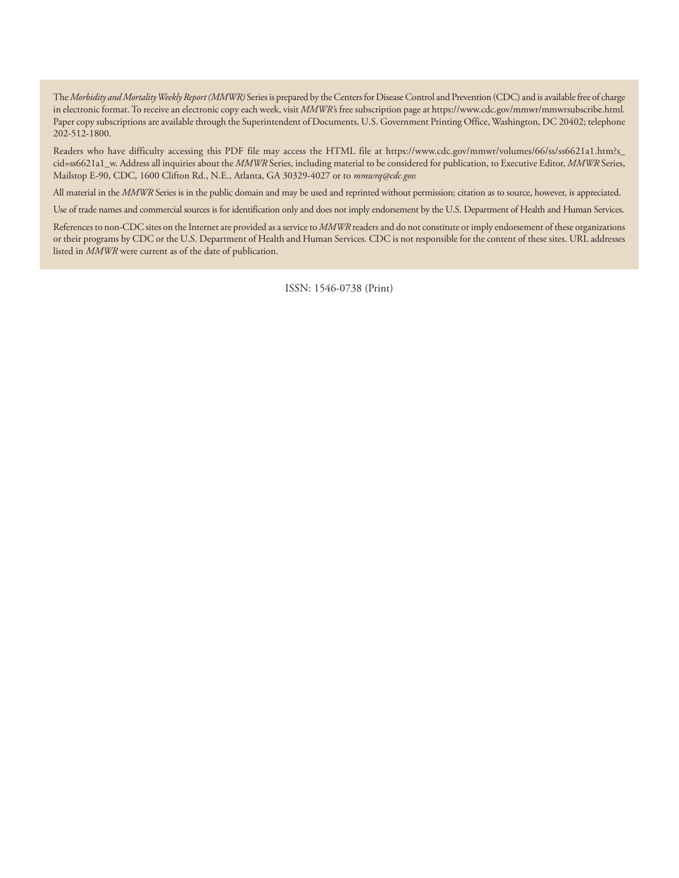The *Morbidity and Mortality Weekly Report (MMWR)* Series is prepared by the Centers for Disease Control and Prevention (CDC) and is available free of charge in electronic format. To receive an electronic copy each week, visit *MMWR*'s free subscription page at https://www.cdc.gov/mmwr/mmwrsubscribe.html. Paper copy subscriptions are available through the Superintendent of Documents, U.S. Government Printing Office, Washington, DC 20402; telephone 202-512-1800.

Readers who have difficulty accessing this PDF file may access the HTML file at https://www.cdc.gov/mmwr/volumes/66/ss/ss6621a1.htm?s_cid=ss6621a1_w. Address all inquiries about the *MMWR* Series, including material to be considered for publication, to Executive Editor, *MMWR* Series, Mailstop E-90, CDC, 1600 Clifton Rd., N.E., Atlanta, GA 30329-4027 or to *mmwrq@cdc.gov.*

All material in the *MMWR* Series is in the public domain and may be used and reprinted without permission; citation as to source, however, is appreciated.

Use of trade names and commercial sources is for identification only and does not imply endorsement by the U.S. Department of Health and Human Services.

References to non-CDC sites on the Internet are provided as a service to *MMWR* readers and do not constitute or imply endorsement of these organizations or their programs by CDC or the U.S. Department of Health and Human Services. CDC is not responsible for the content of these sites. URL addresses listed in *MMWR* were current as of the date of publication.

ISSN: 1546-0738 (Print)